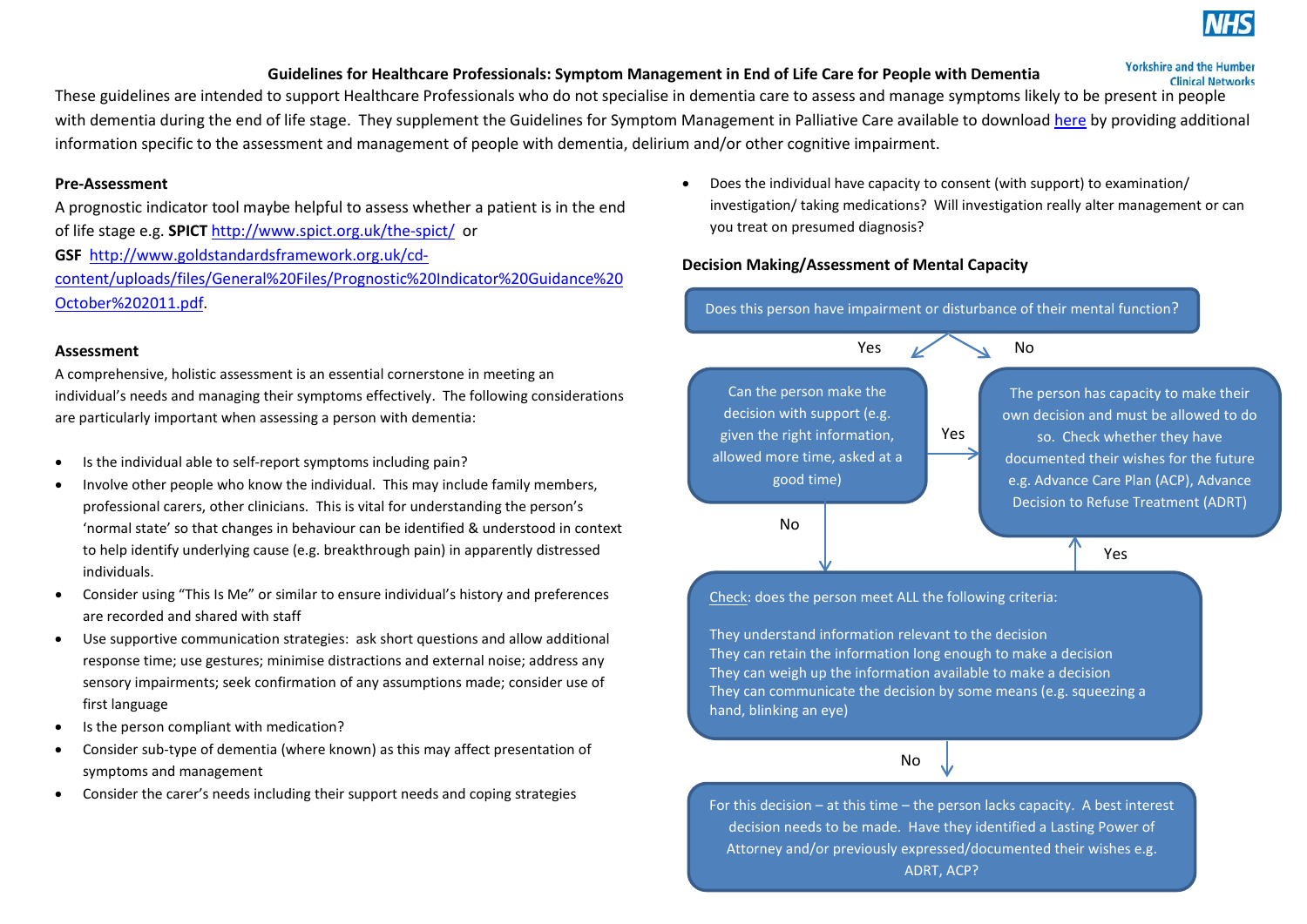# Guidelines for Healthcare Professionals: Symptom Management in End of Life Care for People with Dementia

These guidelines are intended to support Healthcare Professionals who do not specialise in dementia care to assess and manage symptoms likely to be present in people with dementia during the end of life stage. They supplement the Guidelines for Symptom Management in Palliative Care available to download here by providing additional information specific to the assessment and management of people with dementia, delirium and/or other cognitive impairment.

## Pre-Assessment

A prognostic indicator tool maybe helpful to assess whether a patient is in the end of life stage e.g. **SPICT** http://www.spict.org.uk/the-spict/ or **GSF** http://www.goldstandardsframework.org.uk/cd-content/uploads/files/General%20Files/Prognostic%20Indicator%20Guidance%20October%202011.pdf.

## Assessment

A comprehensive, holistic assessment is an essential cornerstone in meeting an individual's needs and managing their symptoms effectively. The following considerations are particularly important when assessing a person with dementia:

- Is the individual able to self-report symptoms including pain?
- Involve other people who know the individual. This may include family members, professional carers, other clinicians. This is vital for understanding the person's 'normal state' so that changes in behaviour can be identified & understood in context to help identify underlying cause (e.g. breakthrough pain) in apparently distressed individuals.
- Consider using "This Is Me" or similar to ensure individual's history and preferences are recorded and shared with staff
- Use supportive communication strategies: ask short questions and allow additional response time; use gestures; minimise distractions and external noise; address any sensory impairments; seek confirmation of any assumptions made; consider use of first language
- Is the person compliant with medication?
- Consider sub-type of dementia (where known) as this may affect presentation of symptoms and management
- Consider the carer's needs including their support needs and coping strategies
- Does the individual have capacity to consent (with support) to examination/ investigation/ taking medications? Will investigation really alter management or can you treat on presumed diagnosis?

## Decision Making/Assessment of Mental Capacity

**Does this person have impairment or disturbance of their mental function?**

- **No** → The person has capacity to make their own decision and must be allowed to do so. Check whether they have documented their wishes for the future e.g. Advance Care Plan (ACP), Advance Decision to Refuse Treatment (ADRT)
- **Yes** → Can the person make the decision with support (e.g. given the right information, allowed more time, asked at a good time)
  - **Yes** → The person has capacity to make their own decision and must be allowed to do so. Check whether they have documented their wishes for the future e.g. Advance Care Plan (ACP), Advance Decision to Refuse Treatment (ADRT)
  - **No** → Check: does the person meet ALL the following criteria:
    - They understand information relevant to the decision
    - They can retain the information long enough to make a decision
    - They can weigh up the information available to make a decision
    - They can communicate the decision by some means (e.g. squeezing a hand, blinking an eye)
    - **Yes** → The person has capacity to make their own decision and must be allowed to do so. Check whether they have documented their wishes for the future e.g. Advance Care Plan (ACP), Advance Decision to Refuse Treatment (ADRT)
    - **No** → For this decision – at this time – the person lacks capacity. A best interest decision needs to be made. Have they identified a Lasting Power of Attorney and/or previously expressed/documented their wishes e.g. ADRT, ACP?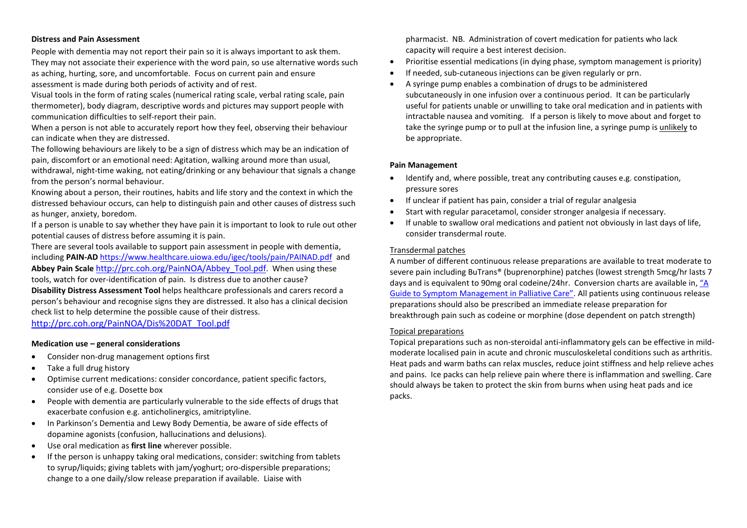### Distress and Pain Assessment

People with dementia may not report their pain so it is always important to ask them. They may not associate their experience with the word pain, so use alternative words such as aching, hurting, sore, and uncomfortable. Focus on current pain and ensure assessment is made during both periods of activity and of rest.

Visual tools in the form of rating scales (numerical rating scale, verbal rating scale, pain thermometer), body diagram, descriptive words and pictures may support people with communication difficulties to self-report their pain.

When a person is not able to accurately report how they feel, observing their behaviour can indicate when they are distressed.

The following behaviours are likely to be a sign of distress which may be an indication of pain, discomfort or an emotional need: Agitation, walking around more than usual, withdrawal, night-time waking, not eating/drinking or any behaviour that signals a change from the person's normal behaviour.

Knowing about a person, their routines, habits and life story and the context in which the distressed behaviour occurs, can help to distinguish pain and other causes of distress such as hunger, anxiety, boredom.

If a person is unable to say whether they have pain it is important to look to rule out other potential causes of distress before assuming it is pain.

There are several tools available to support pain assessment in people with dementia, including **PAIN-AD** https://www.healthcare.uiowa.edu/igec/tools/pain/PAINAD.pdf and **Abbey Pain Scale** http://prc.coh.org/PainNOA/Abbey_Tool.pdf. When using these tools, watch for over-identification of pain. Is distress due to another cause?

**Disability Distress Assessment Tool** helps healthcare professionals and carers record a person's behaviour and recognise signs they are distressed. It also has a clinical decision check list to help determine the possible cause of their distress. http://prc.coh.org/PainNOA/Dis%20DAT_Tool.pdf

### Medication use – general considerations

- Consider non-drug management options first
- Take a full drug history
- Optimise current medications: consider concordance, patient specific factors, consider use of e.g. Dosette box
- People with dementia are particularly vulnerable to the side effects of drugs that exacerbate confusion e.g. anticholinergics, amitriptyline.
- In Parkinson's Dementia and Lewy Body Dementia, be aware of side effects of dopamine agonists (confusion, hallucinations and delusions).
- Use oral medication as **first line** wherever possible.
- If the person is unhappy taking oral medications, consider: switching from tablets to syrup/liquids; giving tablets with jam/yoghurt; oro-dispersible preparations; change to a one daily/slow release preparation if available. Liaise with pharmacist. NB. Administration of covert medication for patients who lack capacity will require a best interest decision.
- Prioritise essential medications (in dying phase, symptom management is priority)
- If needed, sub-cutaneous injections can be given regularly or prn.
- A syringe pump enables a combination of drugs to be administered subcutaneously in one infusion over a continuous period. It can be particularly useful for patients unable or unwilling to take oral medication and in patients with intractable nausea and vomiting. If a person is likely to move about and forget to take the syringe pump or to pull at the infusion line, a syringe pump is unlikely to be appropriate.

### Pain Management

- Identify and, where possible, treat any contributing causes e.g. constipation, pressure sores
- If unclear if patient has pain, consider a trial of regular analgesia
- Start with regular paracetamol, consider stronger analgesia if necessary.
- If unable to swallow oral medications and patient not obviously in last days of life, consider transdermal route.

#### Transdermal patches

A number of different continuous release preparations are available to treat moderate to severe pain including BuTrans® (buprenorphine) patches (lowest strength 5mcg/hr lasts 7 days and is equivalent to 90mg oral codeine/24hr. Conversion charts are available in, "A Guide to Symptom Management in Palliative Care". All patients using continuous release preparations should also be prescribed an immediate release preparation for breakthrough pain such as codeine or morphine (dose dependent on patch strength)

#### Topical preparations

Topical preparations such as non-steroidal anti-inflammatory gels can be effective in mild-moderate localised pain in acute and chronic musculoskeletal conditions such as arthritis. Heat pads and warm baths can relax muscles, reduce joint stiffness and help relieve aches and pains. Ice packs can help relieve pain where there is inflammation and swelling. Care should always be taken to protect the skin from burns when using heat pads and ice packs.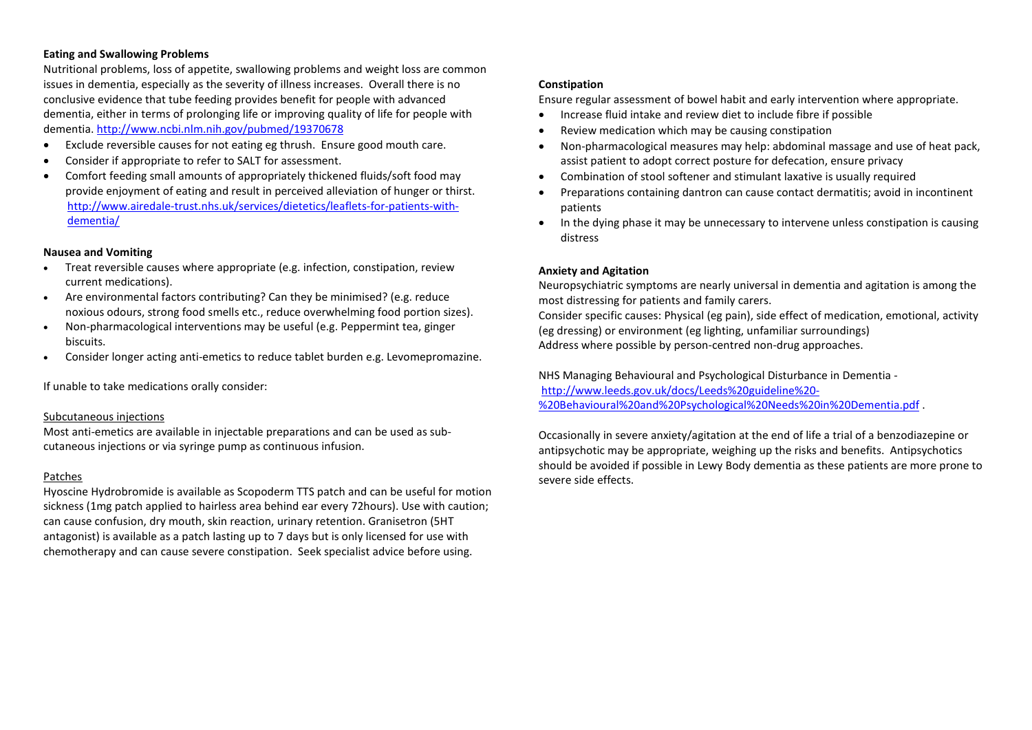**Eating and Swallowing Problems**

Nutritional problems, loss of appetite, swallowing problems and weight loss are common issues in dementia, especially as the severity of illness increases. Overall there is no conclusive evidence that tube feeding provides benefit for people with advanced dementia, either in terms of prolonging life or improving quality of life for people with dementia. http://www.ncbi.nlm.nih.gov/pubmed/19370678

- Exclude reversible causes for not eating eg thrush. Ensure good mouth care.
- Consider if appropriate to refer to SALT for assessment.
- Comfort feeding small amounts of appropriately thickened fluids/soft food may provide enjoyment of eating and result in perceived alleviation of hunger or thirst. http://www.airedale-trust.nhs.uk/services/dietetics/leaflets-for-patients-with-dementia/

**Nausea and Vomiting**

- Treat reversible causes where appropriate (e.g. infection, constipation, review current medications).
- Are environmental factors contributing? Can they be minimised? (e.g. reduce noxious odours, strong food smells etc., reduce overwhelming food portion sizes).
- Non-pharmacological interventions may be useful (e.g. Peppermint tea, ginger biscuits.
- Consider longer acting anti-emetics to reduce tablet burden e.g. Levomepromazine.

If unable to take medications orally consider:

Subcutaneous injections

Most anti-emetics are available in injectable preparations and can be used as sub-cutaneous injections or via syringe pump as continuous infusion.

Patches

Hyoscine Hydrobromide is available as Scopoderm TTS patch and can be useful for motion sickness (1mg patch applied to hairless area behind ear every 72hours). Use with caution; can cause confusion, dry mouth, skin reaction, urinary retention. Granisetron (5HT antagonist) is available as a patch lasting up to 7 days but is only licensed for use with chemotherapy and can cause severe constipation. Seek specialist advice before using.

**Constipation**

Ensure regular assessment of bowel habit and early intervention where appropriate.

- Increase fluid intake and review diet to include fibre if possible
- Review medication which may be causing constipation
- Non-pharmacological measures may help: abdominal massage and use of heat pack, assist patient to adopt correct posture for defecation, ensure privacy
- Combination of stool softener and stimulant laxative is usually required
- Preparations containing dantron can cause contact dermatitis; avoid in incontinent patients
- In the dying phase it may be unnecessary to intervene unless constipation is causing distress

**Anxiety and Agitation**

Neuropsychiatric symptoms are nearly universal in dementia and agitation is among the most distressing for patients and family carers.
Consider specific causes: Physical (eg pain), side effect of medication, emotional, activity (eg dressing) or environment (eg lighting, unfamiliar surroundings)
Address where possible by person-centred non-drug approaches.

NHS Managing Behavioural and Psychological Disturbance in Dementia - http://www.leeds.gov.uk/docs/Leeds%20guideline%20-%20Behavioural%20and%20Psychological%20Needs%20in%20Dementia.pdf .

Occasionally in severe anxiety/agitation at the end of life a trial of a benzodiazepine or antipsychotic may be appropriate, weighing up the risks and benefits. Antipsychotics should be avoided if possible in Lewy Body dementia as these patients are more prone to severe side effects.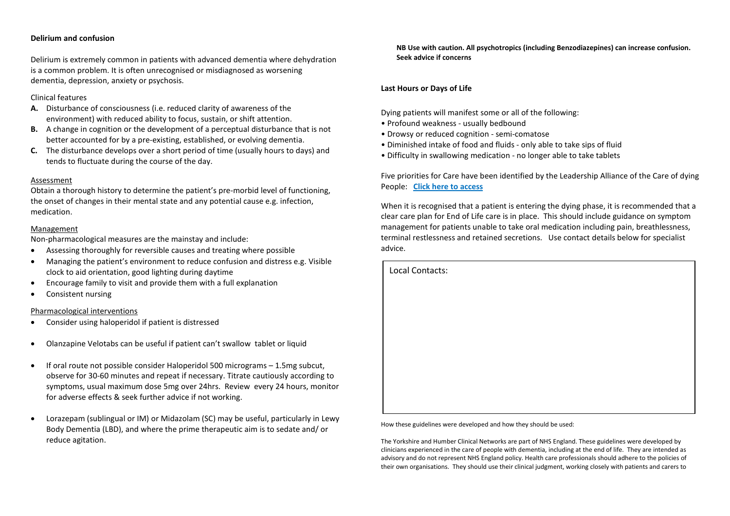**Delirium and confusion**

Delirium is extremely common in patients with advanced dementia where dehydration is a common problem. It is often unrecognised or misdiagnosed as worsening dementia, depression, anxiety or psychosis.

Clinical features

- **A.** Disturbance of consciousness (i.e. reduced clarity of awareness of the environment) with reduced ability to focus, sustain, or shift attention.
- **B.** A change in cognition or the development of a perceptual disturbance that is not better accounted for by a pre-existing, established, or evolving dementia.
- **C.** The disturbance develops over a short period of time (usually hours to days) and tends to fluctuate during the course of the day.

Assessment

Obtain a thorough history to determine the patient's pre-morbid level of functioning, the onset of changes in their mental state and any potential cause e.g. infection, medication.

Management

Non-pharmacological measures are the mainstay and include:

- Assessing thoroughly for reversible causes and treating where possible
- Managing the patient's environment to reduce confusion and distress e.g. Visible clock to aid orientation, good lighting during daytime
- Encourage family to visit and provide them with a full explanation
- Consistent nursing

Pharmacological interventions

- Consider using haloperidol if patient is distressed
- Olanzapine Velotabs can be useful if patient can't swallow tablet or liquid
- If oral route not possible consider Haloperidol 500 micrograms – 1.5mg subcut, observe for 30-60 minutes and repeat if necessary. Titrate cautiously according to symptoms, usual maximum dose 5mg over 24hrs. Review every 24 hours, monitor for adverse effects & seek further advice if not working.
- Lorazepam (sublingual or IM) or Midazolam (SC) may be useful, particularly in Lewy Body Dementia (LBD), and where the prime therapeutic aim is to sedate and/ or reduce agitation.

**NB Use with caution. All psychotropics (including Benzodiazepines) can increase confusion. Seek advice if concerns**

**Last Hours or Days of Life**

Dying patients will manifest some or all of the following:

- Profound weakness - usually bedbound
- Drowsy or reduced cognition - semi-comatose
- Diminished intake of food and fluids - only able to take sips of fluid
- Difficulty in swallowing medication - no longer able to take tablets

Five priorities for Care have been identified by the Leadership Alliance of the Care of dying People: **Click here to access**

When it is recognised that a patient is entering the dying phase, it is recommended that a clear care plan for End of Life care is in place. This should include guidance on symptom management for patients unable to take oral medication including pain, breathlessness, terminal restlessness and retained secretions. Use contact details below for specialist advice.

| Local Contacts: |
| --- |
| |

How these guidelines were developed and how they should be used:

The Yorkshire and Humber Clinical Networks are part of NHS England. These guidelines were developed by clinicians experienced in the care of people with dementia, including at the end of life. They are intended as advisory and do not represent NHS England policy. Health care professionals should adhere to the policies of their own organisations. They should use their clinical judgment, working closely with patients and carers to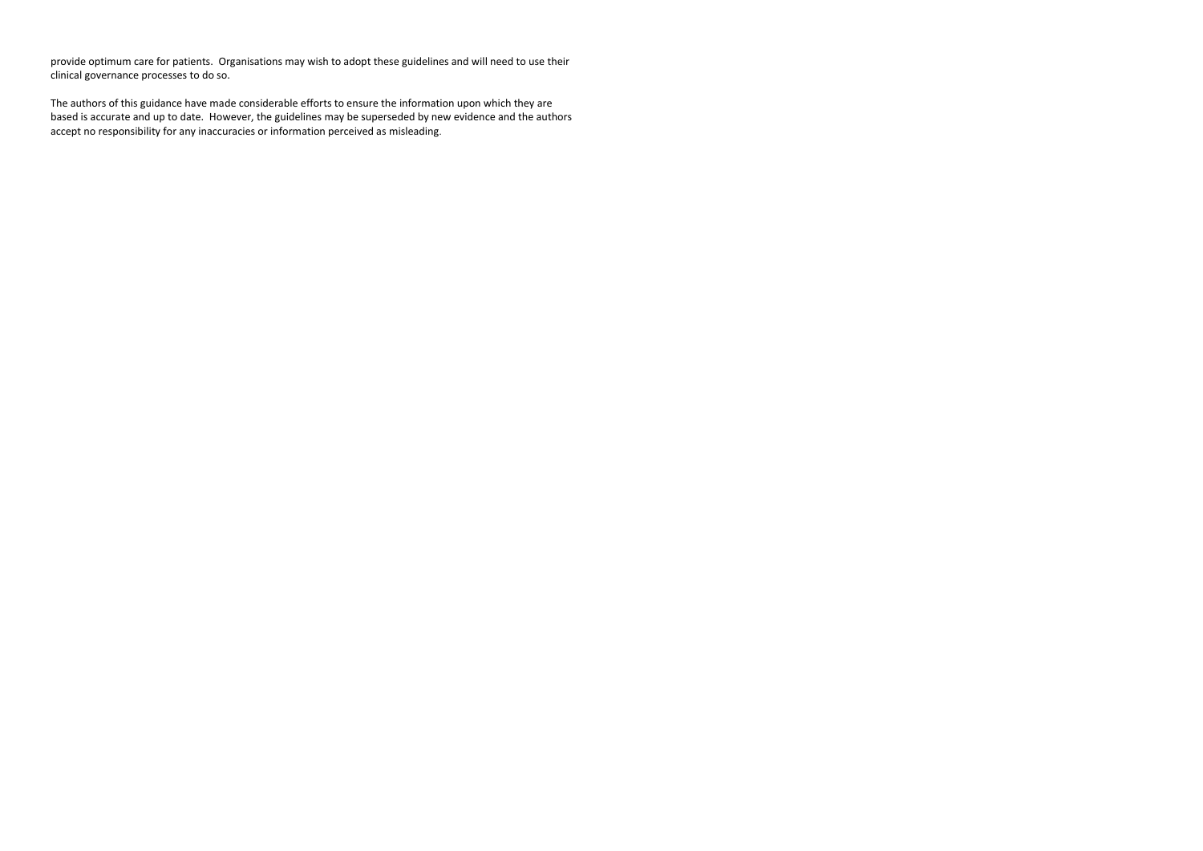provide optimum care for patients. Organisations may wish to adopt these guidelines and will need to use their clinical governance processes to do so.

The authors of this guidance have made considerable efforts to ensure the information upon which they are based is accurate and up to date. However, the guidelines may be superseded by new evidence and the authors accept no responsibility for any inaccuracies or information perceived as misleading.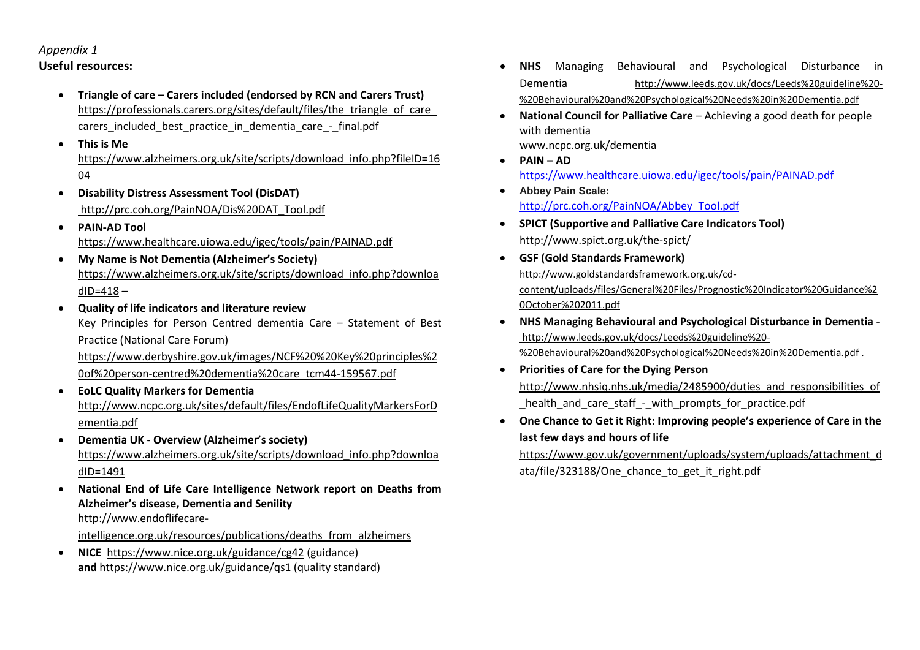*Appendix 1*

**Useful resources:**

- **Triangle of care – Carers included (endorsed by RCN and Carers Trust)** https://professionals.carers.org/sites/default/files/the_triangle_of_care_carers_included_best_practice_in_dementia_care_-_final.pdf
- **This is Me** https://www.alzheimers.org.uk/site/scripts/download_info.php?fileID=1604
- **Disability Distress Assessment Tool (DisDAT)** http://prc.coh.org/PainNOA/Dis%20DAT_Tool.pdf
- **PAIN-AD Tool** https://www.healthcare.uiowa.edu/igec/tools/pain/PAINAD.pdf
- **My Name is Not Dementia (Alzheimer's Society)** https://www.alzheimers.org.uk/site/scripts/download_info.php?downloadID=418 –
- **Quality of life indicators and literature review**
  Key Principles for Person Centred dementia Care – Statement of Best Practice (National Care Forum)
  https://www.derbyshire.gov.uk/images/NCF%20%20Key%20principles%20of%20person-centred%20dementia%20care_tcm44-159567.pdf
- **EoLC Quality Markers for Dementia** http://www.ncpc.org.uk/sites/default/files/EndofLifeQualityMarkersForDementia.pdf
- **Dementia UK - Overview (Alzheimer's society)** https://www.alzheimers.org.uk/site/scripts/download_info.php?downloadID=1491
- **National End of Life Care Intelligence Network report on Deaths from Alzheimer's disease, Dementia and Senility** http://www.endoflifecare-intelligence.org.uk/resources/publications/deaths_from_alzheimers
- **NICE** https://www.nice.org.uk/guidance/cg42 (guidance) **and** https://www.nice.org.uk/guidance/qs1 (quality standard)
- **NHS** Managing Behavioural and Psychological Disturbance in Dementia http://www.leeds.gov.uk/docs/Leeds%20guideline%20-%20Behavioural%20and%20Psychological%20Needs%20in%20Dementia.pdf
- **National Council for Palliative Care** – Achieving a good death for people with dementia
  www.ncpc.org.uk/dementia
- **PAIN – AD**
  https://www.healthcare.uiowa.edu/igec/tools/pain/PAINAD.pdf
- **Abbey Pain Scale:**
  http://prc.coh.org/PainNOA/Abbey_Tool.pdf
- **SPICT (Supportive and Palliative Care Indicators Tool)**
  http://www.spict.org.uk/the-spict/
- **GSF (Gold Standards Framework)**
  http://www.goldstandardsframework.org.uk/cd-content/uploads/files/General%20Files/Prognostic%20Indicator%20Guidance%20October%202011.pdf
- **NHS Managing Behavioural and Psychological Disturbance in Dementia** - http://www.leeds.gov.uk/docs/Leeds%20guideline%20-%20Behavioural%20and%20Psychological%20Needs%20in%20Dementia.pdf .
- **Priorities of Care for the Dying Person**
  http://www.nhsiq.nhs.uk/media/2485900/duties_and_responsibilities_of_health_and_care_staff_-_with_prompts_for_practice.pdf
- **One Chance to Get it Right: Improving people's experience of Care in the last few days and hours of life**
  https://www.gov.uk/government/uploads/system/uploads/attachment_data/file/323188/One_chance_to_get_it_right.pdf